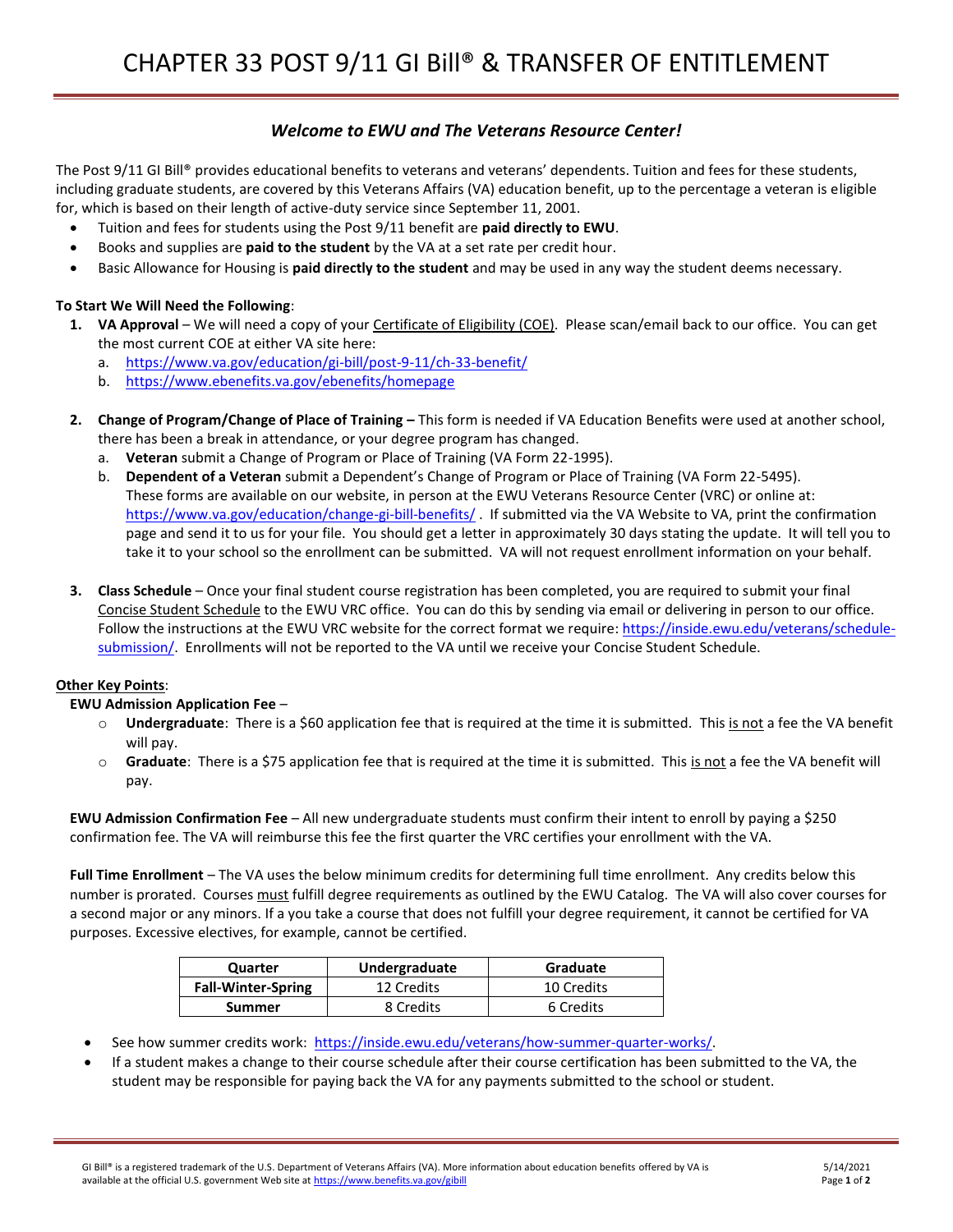# CHAPTER 33 POST 9/11 GI Bill® & TRANSFER OF ENTITLEMENT

## *Welcome to EWU and The Veterans Resource Center!*

The Post 9/11 GI Bill® provides educational benefits to veterans and veterans' dependents. Tuition and fees for these students, including graduate students, are covered by this Veterans Affairs (VA) education benefit, up to the percentage a veteran is eligible for, which is based on their length of active-duty service since September 11, 2001.

- Tuition and fees for students using the Post 9/11 benefit are **paid directly to EWU**.
- Books and supplies are **paid to the student** by the VA at a set rate per credit hour.
- Basic Allowance for Housing is **paid directly to the student** and may be used in any way the student deems necessary.

**To Start We Will Need the Following**:

1. **VA Approval** – We will need a copy of your Certificate of Eligibility (COE). Please scan/email back to our office. You can get the most current COE at either VA site here:
   a. https://www.va.gov/education/gi-bill/post-9-11/ch-33-benefit/
   b. https://www.ebenefits.va.gov/ebenefits/homepage

2. **Change of Program/Change of Place of Training –** This form is needed if VA Education Benefits were used at another school, there has been a break in attendance, or your degree program has changed.
   a. **Veteran** submit a Change of Program or Place of Training (VA Form 22-1995).
   b. **Dependent of a Veteran** submit a Dependent's Change of Program or Place of Training (VA Form 22-5495). These forms are available on our website, in person at the EWU Veterans Resource Center (VRC) or online at: https://www.va.gov/education/change-gi-bill-benefits/ . If submitted via the VA Website to VA, print the confirmation page and send it to us for your file. You should get a letter in approximately 30 days stating the update. It will tell you to take it to your school so the enrollment can be submitted. VA will not request enrollment information on your behalf.

3. **Class Schedule** – Once your final student course registration has been completed, you are required to submit your final Concise Student Schedule to the EWU VRC office. You can do this by sending via email or delivering in person to our office. Follow the instructions at the EWU VRC website for the correct format we require: https://inside.ewu.edu/veterans/schedule-submission/. Enrollments will not be reported to the VA until we receive your Concise Student Schedule.

**Other Key Points**:

**EWU Admission Application Fee** –

- **Undergraduate**: There is a $60 application fee that is required at the time it is submitted. This is not a fee the VA benefit will pay.
- **Graduate**: There is a $75 application fee that is required at the time it is submitted. This is not a fee the VA benefit will pay.

**EWU Admission Confirmation Fee** – All new undergraduate students must confirm their intent to enroll by paying a $250 confirmation fee. The VA will reimburse this fee the first quarter the VRC certifies your enrollment with the VA.

**Full Time Enrollment** – The VA uses the below minimum credits for determining full time enrollment. Any credits below this number is prorated. Courses must fulfill degree requirements as outlined by the EWU Catalog. The VA will also cover courses for a second major or any minors. If a you take a course that does not fulfill your degree requirement, it cannot be certified for VA purposes. Excessive electives, for example, cannot be certified.

| Quarter | Undergraduate | Graduate |
|---|---|---|
| **Fall-Winter-Spring** | 12 Credits | 10 Credits |
| **Summer** | 8 Credits | 6 Credits |

- See how summer credits work: https://inside.ewu.edu/veterans/how-summer-quarter-works/.
- If a student makes a change to their course schedule after their course certification has been submitted to the VA, the student may be responsible for paying back the VA for any payments submitted to the school or student.

GI Bill® is a registered trademark of the U.S. Department of Veterans Affairs (VA). More information about education benefits offered by VA is available at the official U.S. government Web site at https://www.benefits.va.gov/gibill

5/14/2021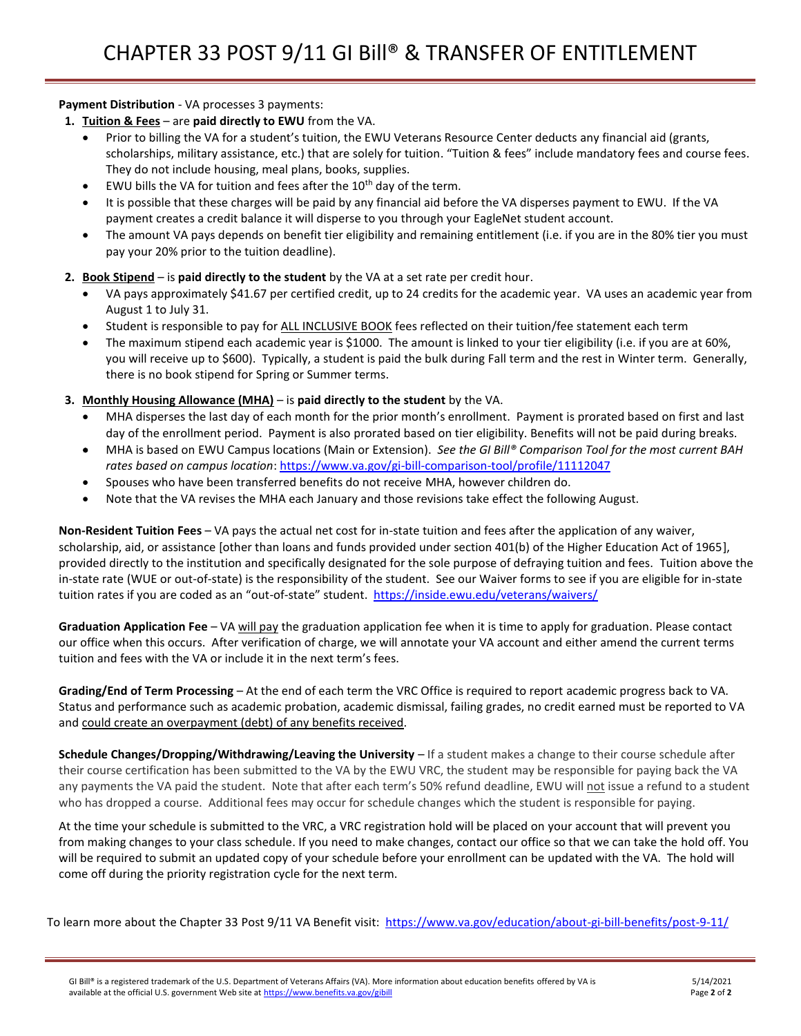# CHAPTER 33 POST 9/11 GI Bill® & TRANSFER OF ENTITLEMENT

**Payment Distribution** - VA processes 3 payments:

1. **Tuition & Fees** – are **paid directly to EWU** from the VA.
   - Prior to billing the VA for a student's tuition, the EWU Veterans Resource Center deducts any financial aid (grants, scholarships, military assistance, etc.) that are solely for tuition. "Tuition & fees" include mandatory fees and course fees. They do not include housing, meal plans, books, supplies.
   - EWU bills the VA for tuition and fees after the 10th day of the term.
   - It is possible that these charges will be paid by any financial aid before the VA disperses payment to EWU. If the VA payment creates a credit balance it will disperse to you through your EagleNet student account.
   - The amount VA pays depends on benefit tier eligibility and remaining entitlement (i.e. if you are in the 80% tier you must pay your 20% prior to the tuition deadline).
2. **Book Stipend** – is **paid directly to the student** by the VA at a set rate per credit hour.
   - VA pays approximately $41.67 per certified credit, up to 24 credits for the academic year. VA uses an academic year from August 1 to July 31.
   - Student is responsible to pay for ALL INCLUSIVE BOOK fees reflected on their tuition/fee statement each term
   - The maximum stipend each academic year is $1000. The amount is linked to your tier eligibility (i.e. if you are at 60%, you will receive up to $600). Typically, a student is paid the bulk during Fall term and the rest in Winter term. Generally, there is no book stipend for Spring or Summer terms.
3. **Monthly Housing Allowance (MHA)** – is **paid directly to the student** by the VA.
   - MHA disperses the last day of each month for the prior month's enrollment. Payment is prorated based on first and last day of the enrollment period. Payment is also prorated based on tier eligibility. Benefits will not be paid during breaks.
   - MHA is based on EWU Campus locations (Main or Extension). *See the GI Bill® Comparison Tool for the most current BAH rates based on campus location*: https://www.va.gov/gi-bill-comparison-tool/profile/11112047
   - Spouses who have been transferred benefits do not receive MHA, however children do.
   - Note that the VA revises the MHA each January and those revisions take effect the following August.

**Non-Resident Tuition Fees** – VA pays the actual net cost for in-state tuition and fees after the application of any waiver, scholarship, aid, or assistance [other than loans and funds provided under section 401(b) of the Higher Education Act of 1965], provided directly to the institution and specifically designated for the sole purpose of defraying tuition and fees. Tuition above the in-state rate (WUE or out-of-state) is the responsibility of the student. See our Waiver forms to see if you are eligible for in-state tuition rates if you are coded as an "out-of-state" student. https://inside.ewu.edu/veterans/waivers/

**Graduation Application Fee** – VA will pay the graduation application fee when it is time to apply for graduation. Please contact our office when this occurs. After verification of charge, we will annotate your VA account and either amend the current terms tuition and fees with the VA or include it in the next term's fees.

**Grading/End of Term Processing** – At the end of each term the VRC Office is required to report academic progress back to VA. Status and performance such as academic probation, academic dismissal, failing grades, no credit earned must be reported to VA and could create an overpayment (debt) of any benefits received.

**Schedule Changes/Dropping/Withdrawing/Leaving the University** – If a student makes a change to their course schedule after their course certification has been submitted to the VA by the EWU VRC, the student may be responsible for paying back the VA any payments the VA paid the student. Note that after each term's 50% refund deadline, EWU will not issue a refund to a student who has dropped a course. Additional fees may occur for schedule changes which the student is responsible for paying.

At the time your schedule is submitted to the VRC, a VRC registration hold will be placed on your account that will prevent you from making changes to your class schedule. If you need to make changes, contact our office so that we can take the hold off. You will be required to submit an updated copy of your schedule before your enrollment can be updated with the VA. The hold will come off during the priority registration cycle for the next term.

To learn more about the Chapter 33 Post 9/11 VA Benefit visit: https://www.va.gov/education/about-gi-bill-benefits/post-9-11/

GI Bill® is a registered trademark of the U.S. Department of Veterans Affairs (VA). More information about education benefits offered by VA is available at the official U.S. government Web site at https://www.benefits.va.gov/gibill

5/14/2021